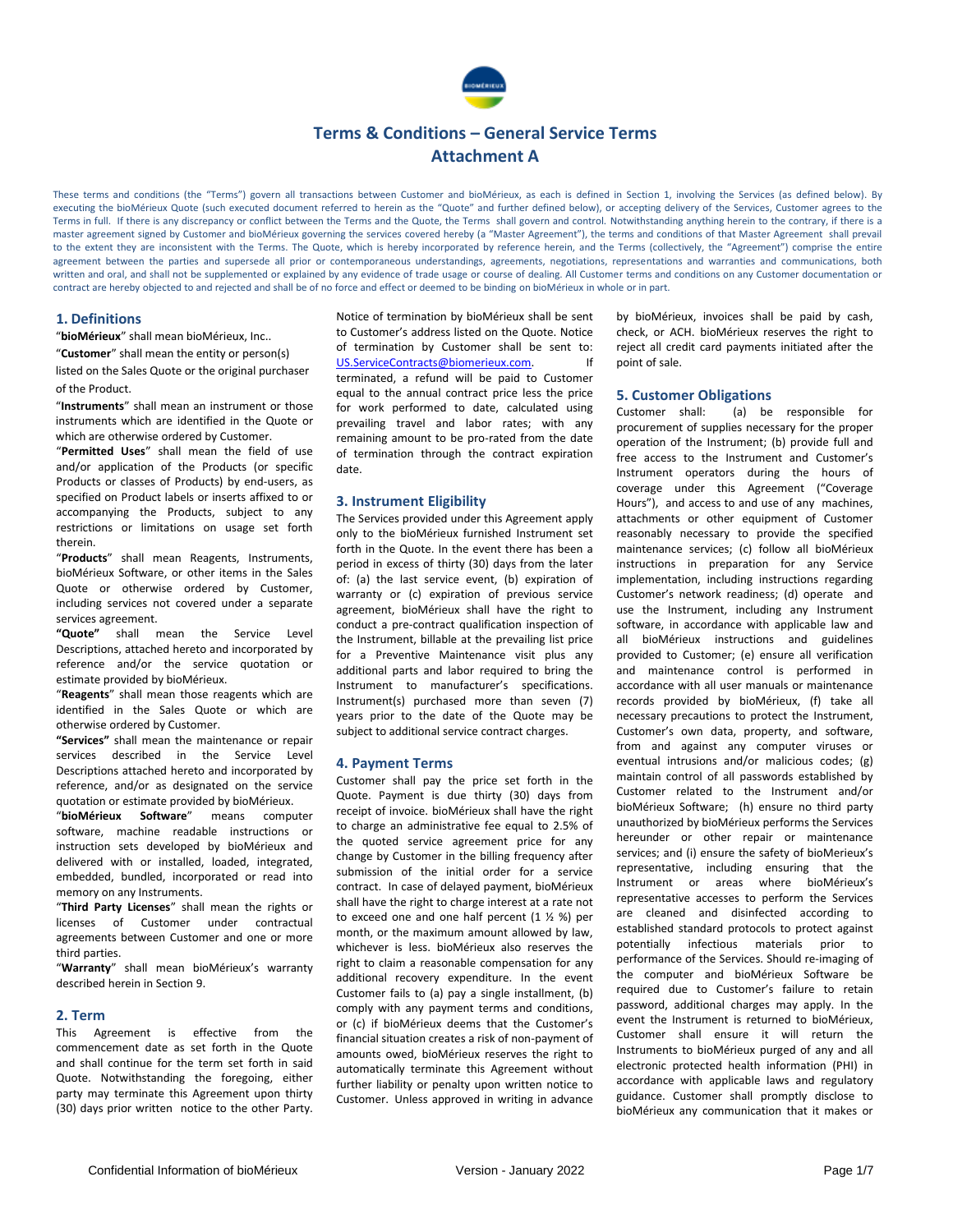# Terms & Conditions – General Service Terms
## Attachment A

These terms and conditions (the "Terms") govern all transactions between Customer and bioMérieux, as each is defined in Section 1, involving the Services (as defined below). By executing the bioMérieux Quote (such executed document referred to herein as the "Quote" and further defined below), or accepting delivery of the Services, Customer agrees to the Terms in full. If there is any discrepancy or conflict between the Terms and the Quote, the Terms shall govern and control. Notwithstanding anything herein to the contrary, if there is a master agreement signed by Customer and bioMérieux governing the services covered hereby (a "Master Agreement"), the terms and conditions of that Master Agreement shall prevail to the extent they are inconsistent with the Terms. The Quote, which is hereby incorporated by reference herein, and the Terms (collectively, the "Agreement") comprise the entire agreement between the parties and supersede all prior or contemporaneous understandings, agreements, negotiations, representations and warranties and communications, both written and oral, and shall not be supplemented or explained by any evidence of trade usage or course of dealing. All Customer terms and conditions on any Customer documentation or contract are hereby objected to and rejected and shall be of no force and effect or deemed to be binding on bioMérieux in whole or in part.

## 1. Definitions

"**bioMérieux**" shall mean bioMérieux, Inc..

"**Customer**" shall mean the entity or person(s) listed on the Sales Quote or the original purchaser of the Product.

"**Instruments**" shall mean an instrument or those instruments which are identified in the Quote or which are otherwise ordered by Customer.

"**Permitted Uses**" shall mean the field of use and/or application of the Products (or specific Products or classes of Products) by end-users, as specified on Product labels or inserts affixed to or accompanying the Products, subject to any restrictions or limitations on usage set forth therein.

"**Products**" shall mean Reagents, Instruments, bioMérieux Software, or other items in the Sales Quote or otherwise ordered by Customer, including services not covered under a separate services agreement.

**"Quote"** shall mean the Service Level Descriptions, attached hereto and incorporated by reference and/or the service quotation or estimate provided by bioMérieux.

"**Reagents**" shall mean those reagents which are identified in the Sales Quote or which are otherwise ordered by Customer.

**"Services"** shall mean the maintenance or repair services described in the Service Level Descriptions attached hereto and incorporated by reference, and/or as designated on the service quotation or estimate provided by bioMérieux.

"**bioMérieux Software**" means computer software, machine readable instructions or instruction sets developed by bioMérieux and delivered with or installed, loaded, integrated, embedded, bundled, incorporated or read into memory on any Instruments.

"**Third Party Licenses**" shall mean the rights or licenses of Customer under contractual agreements between Customer and one or more third parties.

"**Warranty**" shall mean bioMérieux's warranty described herein in Section 9.

## 2. Term

This Agreement is effective from the commencement date as set forth in the Quote and shall continue for the term set forth in said Quote. Notwithstanding the foregoing, either party may terminate this Agreement upon thirty (30) days prior written notice to the other Party. Notice of termination by bioMérieux shall be sent to Customer's address listed on the Quote. Notice of termination by Customer shall be sent to: US.ServiceContracts@biomerieux.com. If terminated, a refund will be paid to Customer equal to the annual contract price less the price for work performed to date, calculated using prevailing travel and labor rates; with any remaining amount to be pro-rated from the date of termination through the contract expiration date.

## 3. Instrument Eligibility

The Services provided under this Agreement apply only to the bioMérieux furnished Instrument set forth in the Quote. In the event there has been a period in excess of thirty (30) days from the later of: (a) the last service event, (b) expiration of warranty or (c) expiration of previous service agreement, bioMérieux shall have the right to conduct a pre-contract qualification inspection of the Instrument, billable at the prevailing list price for a Preventive Maintenance visit plus any additional parts and labor required to bring the Instrument to manufacturer's specifications. Instrument(s) purchased more than seven (7) years prior to the date of the Quote may be subject to additional service contract charges.

## 4. Payment Terms

Customer shall pay the price set forth in the Quote. Payment is due thirty (30) days from receipt of invoice. bioMérieux shall have the right to charge an administrative fee equal to 2.5% of the quoted service agreement price for any change by Customer in the billing frequency after submission of the initial order for a service contract. In case of delayed payment, bioMérieux shall have the right to charge interest at a rate not to exceed one and one half percent (1 ½ %) per month, or the maximum amount allowed by law, whichever is less. bioMérieux also reserves the right to claim a reasonable compensation for any additional recovery expenditure. In the event Customer fails to (a) pay a single installment, (b) comply with any payment terms and conditions, or (c) if bioMérieux deems that the Customer's financial situation creates a risk of non-payment of amounts owed, bioMérieux reserves the right to automatically terminate this Agreement without further liability or penalty upon written notice to Customer. Unless approved in writing in advance by bioMérieux, invoices shall be paid by cash, check, or ACH. bioMérieux reserves the right to reject all credit card payments initiated after the point of sale.

## 5. Customer Obligations

Customer shall: (a) be responsible for procurement of supplies necessary for the proper operation of the Instrument; (b) provide full and free access to the Instrument and Customer's Instrument operators during the hours of coverage under this Agreement ("Coverage Hours"), and access to and use of any machines, attachments or other equipment of Customer reasonably necessary to provide the specified maintenance services; (c) follow all bioMérieux instructions in preparation for any Service implementation, including instructions regarding Customer's network readiness; (d) operate and use the Instrument, including any Instrument software, in accordance with applicable law and all bioMérieux instructions and guidelines provided to Customer; (e) ensure all verification and maintenance control is performed in accordance with all user manuals or maintenance records provided by bioMérieux, (f) take all necessary precautions to protect the Instrument, Customer's own data, property, and software, from and against any computer viruses or eventual intrusions and/or malicious codes; (g) maintain control of all passwords established by Customer related to the Instrument and/or bioMérieux Software; (h) ensure no third party unauthorized by bioMérieux performs the Services hereunder or other repair or maintenance services; and (i) ensure the safety of bioMérieux's representative, including ensuring that the Instrument or areas where bioMérieux's representative accesses to perform the Services are cleaned and disinfected according to established standard protocols to protect against potentially infectious materials prior to performance of the Services. Should re-imaging of the computer and bioMérieux Software be required due to Customer's failure to retain password, additional charges may apply. In the event the Instrument is returned to bioMérieux, Customer shall ensure it will return the Instruments to bioMérieux purged of any and all electronic protected health information (PHI) in accordance with applicable laws and regulatory guidance. Customer shall promptly disclose to bioMérieux any communication that it makes or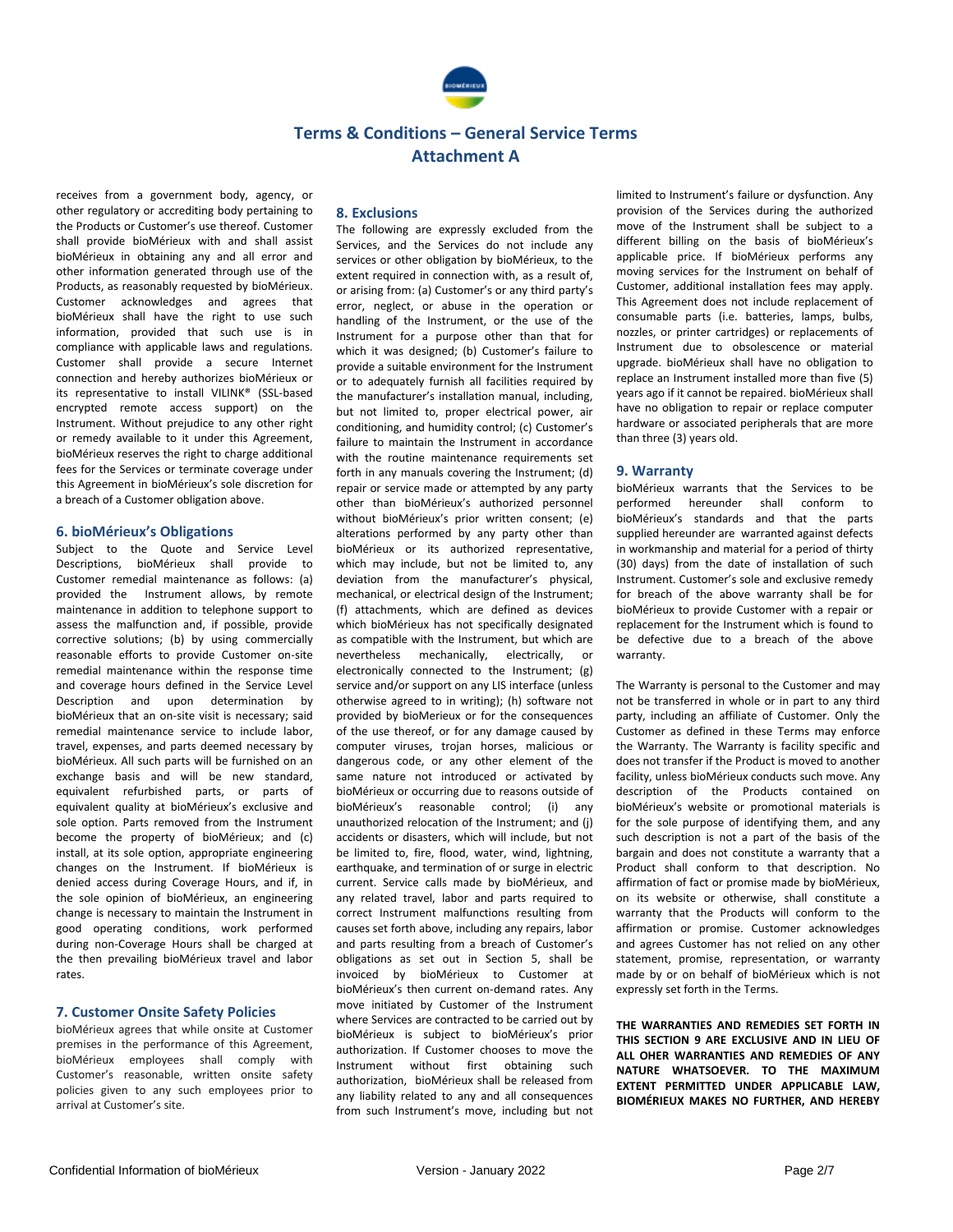# Terms & Conditions – General Service Terms
## Attachment A

receives from a government body, agency, or other regulatory or accrediting body pertaining to the Products or Customer's use thereof. Customer shall provide bioMérieux with and shall assist bioMérieux in obtaining any and all error and other information generated through use of the Products, as reasonably requested by bioMérieux. Customer acknowledges and agrees that bioMérieux shall have the right to use such information, provided that such use is in compliance with applicable laws and regulations. Customer shall provide a secure Internet connection and hereby authorizes bioMérieux or its representative to install VILINK® (SSL-based encrypted remote access support) on the Instrument. Without prejudice to any other right or remedy available to it under this Agreement, bioMérieux reserves the right to charge additional fees for the Services or terminate coverage under this Agreement in bioMérieux's sole discretion for a breach of a Customer obligation above.

### 6. bioMérieux's Obligations

Subject to the Quote and Service Level Descriptions, bioMérieux shall provide to Customer remedial maintenance as follows: (a) provided the Instrument allows, by remote maintenance in addition to telephone support to assess the malfunction and, if possible, provide corrective solutions; (b) by using commercially reasonable efforts to provide Customer on-site remedial maintenance within the response time and coverage hours defined in the Service Level Description and upon determination by bioMérieux that an on-site visit is necessary; said remedial maintenance service to include labor, travel, expenses, and parts deemed necessary by bioMérieux. All such parts will be furnished on an exchange basis and will be new standard, equivalent refurbished parts, or parts of equivalent quality at bioMérieux's exclusive and sole option. Parts removed from the Instrument become the property of bioMérieux; and (c) install, at its sole option, appropriate engineering changes on the Instrument. If bioMérieux is denied access during Coverage Hours, and if, in the sole opinion of bioMérieux, an engineering change is necessary to maintain the Instrument in good operating conditions, work performed during non-Coverage Hours shall be charged at the then prevailing bioMérieux travel and labor rates.

### 7. Customer Onsite Safety Policies

bioMérieux agrees that while onsite at Customer premises in the performance of this Agreement, bioMérieux employees shall comply with Customer's reasonable, written onsite safety policies given to any such employees prior to arrival at Customer's site.

### 8. Exclusions

The following are expressly excluded from the Services, and the Services do not include any services or other obligation by bioMérieux, to the extent required in connection with, as a result of, or arising from: (a) Customer's or any third party's error, neglect, or abuse in the operation or handling of the Instrument, or the use of the Instrument for a purpose other than that for which it was designed; (b) Customer's failure to provide a suitable environment for the Instrument or to adequately furnish all facilities required by the manufacturer's installation manual, including, but not limited to, proper electrical power, air conditioning, and humidity control; (c) Customer's failure to maintain the Instrument in accordance with the routine maintenance requirements set forth in any manuals covering the Instrument; (d) repair or service made or attempted by any party other than bioMérieux's authorized personnel without bioMérieux's prior written consent; (e) alterations performed by any party other than bioMérieux or its authorized representative, which may include, but not be limited to, any deviation from the manufacturer's physical, mechanical, or electrical design of the Instrument; (f) attachments, which are defined as devices which bioMérieux has not specifically designated as compatible with the Instrument, but which are nevertheless mechanically, electrically, or electronically connected to the Instrument; (g) service and/or support on any LIS interface (unless otherwise agreed to in writing); (h) software not provided by bioMerieux or for the consequences of the use thereof, or for any damage caused by computer viruses, trojan horses, malicious or dangerous code, or any other element of the same nature not introduced or activated by bioMérieux or occurring due to reasons outside of bioMérieux's reasonable control; (i) any unauthorized relocation of the Instrument; and (j) accidents or disasters, which will include, but not be limited to, fire, flood, water, wind, lightning, earthquake, and termination of or surge in electric current. Service calls made by bioMérieux, and any related travel, labor and parts required to correct Instrument malfunctions resulting from causes set forth above, including any repairs, labor and parts resulting from a breach of Customer's obligations as set out in Section 5, shall be invoiced by bioMérieux to Customer at bioMérieux's then current on-demand rates. Any move initiated by Customer of the Instrument where Services are contracted to be carried out by bioMérieux is subject to bioMérieux's prior authorization. If Customer chooses to move the Instrument without first obtaining such authorization, bioMérieux shall be released from any liability related to any and all consequences from such Instrument's move, including but not limited to Instrument's failure or dysfunction. Any provision of the Services during the authorized move of the Instrument shall be subject to a different billing on the basis of bioMérieux's applicable price. If bioMérieux performs any moving services for the Instrument on behalf of Customer, additional installation fees may apply. This Agreement does not include replacement of consumable parts (i.e. batteries, lamps, bulbs, nozzles, or printer cartridges) or replacements of Instrument due to obsolescence or material upgrade. bioMérieux shall have no obligation to replace an Instrument installed more than five (5) years ago if it cannot be repaired. bioMérieux shall have no obligation to repair or replace computer hardware or associated peripherals that are more than three (3) years old.

### 9. Warranty

bioMérieux warrants that the Services to be performed hereunder shall conform to bioMérieux's standards and that the parts supplied hereunder are warranted against defects in workmanship and material for a period of thirty (30) days from the date of installation of such Instrument. Customer's sole and exclusive remedy for breach of the above warranty shall be for bioMérieux to provide Customer with a repair or replacement for the Instrument which is found to be defective due to a breach of the above warranty.

The Warranty is personal to the Customer and may not be transferred in whole or in part to any third party, including an affiliate of Customer. Only the Customer as defined in these Terms may enforce the Warranty. The Warranty is facility specific and does not transfer if the Product is moved to another facility, unless bioMérieux conducts such move. Any description of the Products contained on bioMérieux's website or promotional materials is for the sole purpose of identifying them, and any such description is not a part of the basis of the bargain and does not constitute a warranty that a Product shall conform to that description. No affirmation of fact or promise made by bioMérieux, on its website or otherwise, shall constitute a warranty that the Products will conform to the affirmation or promise. Customer acknowledges and agrees Customer has not relied on any other statement, promise, representation, or warranty made by or on behalf of bioMérieux which is not expressly set forth in the Terms.

**THE WARRANTIES AND REMEDIES SET FORTH IN THIS SECTION 9 ARE EXCLUSIVE AND IN LIEU OF ALL OHER WARRANTIES AND REMEDIES OF ANY NATURE WHATSOEVER. TO THE MAXIMUM EXTENT PERMITTED UNDER APPLICABLE LAW, BIOMÉRIEUX MAKES NO FURTHER, AND HEREBY**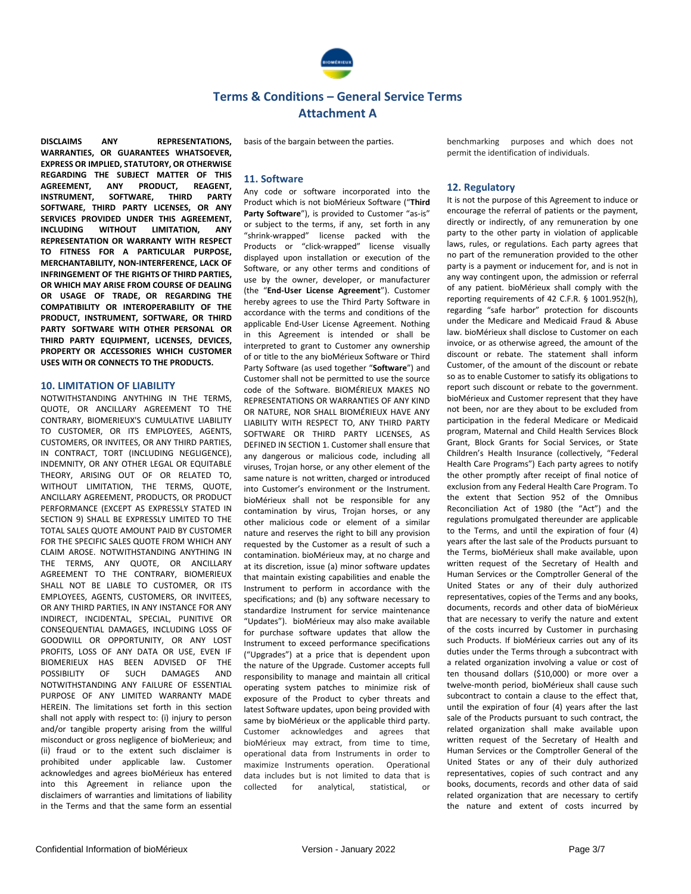# Terms & Conditions – General Service Terms

## Attachment A

**DISCLAIMS ANY REPRESENTATIONS, WARRANTIES, OR GUARANTEES WHATSOEVER, EXPRESS OR IMPLIED, STATUTORY, OR OTHERWISE REGARDING THE SUBJECT MATTER OF THIS AGREEMENT, ANY PRODUCT, REAGENT, INSTRUMENT, SOFTWARE, THIRD PARTY SOFTWARE, THIRD PARTY LICENSES, OR ANY SERVICES PROVIDED UNDER THIS AGREEMENT, INCLUDING WITHOUT LIMITATION, ANY REPRESENTATION OR WARRANTY WITH RESPECT TO FITNESS FOR A PARTICULAR PURPOSE, MERCHANTABILITY, NON-INTERFERENCE, LACK OF INFRINGEMENT OF THE RIGHTS OF THIRD PARTIES, OR WHICH MAY ARISE FROM COURSE OF DEALING OR USAGE OF TRADE, OR REGARDING THE COMPATIBILITY OR INTEROPERABILITY OF THE PRODUCT, INSTRUMENT, SOFTWARE, OR THIRD PARTY SOFTWARE WITH OTHER PERSONAL OR THIRD PARTY EQUIPMENT, LICENSES, DEVICES, PROPERTY OR ACCESSORIES WHICH CUSTOMER USES WITH OR CONNECTS TO THE PRODUCTS.**

### 10. LIMITATION OF LIABILITY

NOTWITHSTANDING ANYTHING IN THE TERMS, QUOTE, OR ANCILLARY AGREEMENT TO THE CONTRARY, BIOMERIEUX'S CUMULATIVE LIABILITY TO CUSTOMER, OR ITS EMPLOYEES, AGENTS, CUSTOMERS, OR INVITEES, OR ANY THIRD PARTIES, IN CONTRACT, TORT (INCLUDING NEGLIGENCE), INDEMNITY, OR ANY OTHER LEGAL OR EQUITABLE THEORY, ARISING OUT OF OR RELATED TO, WITHOUT LIMITATION, THE TERMS, QUOTE, ANCILLARY AGREEMENT, PRODUCTS, OR PRODUCT PERFORMANCE (EXCEPT AS EXPRESSLY STATED IN SECTION 9) SHALL BE EXPRESSLY LIMITED TO THE TOTAL SALES QUOTE AMOUNT PAID BY CUSTOMER FOR THE SPECIFIC SALES QUOTE FROM WHICH ANY CLAIM AROSE. NOTWITHSTANDING ANYTHING IN THE TERMS, ANY QUOTE, OR ANCILLARY AGREEMENT TO THE CONTRARY, BIOMERIEUX SHALL NOT BE LIABLE TO CUSTOMER, OR ITS EMPLOYEES, AGENTS, CUSTOMERS, OR INVITEES, OR ANY THIRD PARTIES, IN ANY INSTANCE FOR ANY INDIRECT, INCIDENTAL, SPECIAL, PUNITIVE OR CONSEQUENTIAL DAMAGES, INCLUDING LOSS OF GOODWILL OR OPPORTUNITY, OR ANY LOST PROFITS, LOSS OF ANY DATA OR USE, EVEN IF BIOMERIEUX HAS BEEN ADVISED OF THE POSSIBILITY OF SUCH DAMAGES AND NOTWITHSTANDING ANY FAILURE OF ESSENTIAL PURPOSE OF ANY LIMITED WARRANTY MADE HEREIN. The limitations set forth in this section shall not apply with respect to: (i) injury to person and/or tangible property arising from the willful misconduct or gross negligence of bioMerieux; and (ii) fraud or to the extent such disclaimer is prohibited under applicable law. Customer acknowledges and agrees bioMérieux has entered into this Agreement in reliance upon the disclaimers of warranties and limitations of liability in the Terms and that the same form an essential basis of the bargain between the parties.

### 11. Software

Any code or software incorporated into the Product which is not bioMérieux Software ("**Third Party Software**"), is provided to Customer "as-is" or subject to the terms, if any, set forth in any "shrink-wrapped" license packed with the Products or "click-wrapped" license visually displayed upon installation or execution of the Software, or any other terms and conditions of use by the owner, developer, or manufacturer (the "**End-User License Agreement**"). Customer hereby agrees to use the Third Party Software in accordance with the terms and conditions of the applicable End-User License Agreement. Nothing in this Agreement is intended or shall be interpreted to grant to Customer any ownership of or title to any bioMérieux Software or Third Party Software (as used together "**Software**") and Customer shall not be permitted to use the source code of the Software. BIOMÉRIEUX MAKES NO REPRESENTATIONS OR WARRANTIES OF ANY KIND OR NATURE, NOR SHALL BIOMÉRIEUX HAVE ANY LIABILITY WITH RESPECT TO, ANY THIRD PARTY SOFTWARE OR THIRD PARTY LICENSES, AS DEFINED IN SECTION 1. Customer shall ensure that any dangerous or malicious code, including all viruses, Trojan horse, or any other element of the same nature is not written, charged or introduced into Customer's environment or the Instrument. bioMérieux shall not be responsible for any contamination by virus, Trojan horses, or any other malicious code or element of a similar nature and reserves the right to bill any provision requested by the Customer as a result of such a contamination. bioMérieux may, at no charge and at its discretion, issue (a) minor software updates that maintain existing capabilities and enable the Instrument to perform in accordance with the specifications; and (b) any software necessary to standardize Instrument for service maintenance "Updates"). bioMérieux may also make available for purchase software updates that allow the Instrument to exceed performance specifications ("Upgrades") at a price that is dependent upon the nature of the Upgrade. Customer accepts full responsibility to manage and maintain all critical operating system patches to minimize risk of exposure of the Product to cyber threats and latest Software updates, upon being provided with same by bioMérieux or the applicable third party. Customer acknowledges and agrees that bioMérieux may extract, from time to time, operational data from Instruments in order to maximize Instruments operation. Operational data includes but is not limited to data that is collected for analytical, statistical, or benchmarking purposes and which does not permit the identification of individuals.

### 12. Regulatory

It is not the purpose of this Agreement to induce or encourage the referral of patients or the payment, directly or indirectly, of any remuneration by one party to the other party in violation of applicable laws, rules, or regulations. Each party agrees that no part of the remuneration provided to the other party is a payment or inducement for, and is not in any way contingent upon, the admission or referral of any patient. bioMérieux shall comply with the reporting requirements of 42 C.F.R. § 1001.952(h), regarding "safe harbor" protection for discounts under the Medicare and Medicaid Fraud & Abuse law. bioMérieux shall disclose to Customer on each invoice, or as otherwise agreed, the amount of the discount or rebate. The statement shall inform Customer, of the amount of the discount or rebate so as to enable Customer to satisfy its obligations to report such discount or rebate to the government. bioMérieux and Customer represent that they have not been, nor are they about to be excluded from participation in the federal Medicare or Medicaid program, Maternal and Child Health Services Block Grant, Block Grants for Social Services, or State Children's Health Insurance (collectively, "Federal Health Care Programs") Each party agrees to notify the other promptly after receipt of final notice of exclusion from any Federal Health Care Program. To the extent that Section 952 of the Omnibus Reconciliation Act of 1980 (the "Act") and the regulations promulgated thereunder are applicable to the Terms, and until the expiration of four (4) years after the last sale of the Products pursuant to the Terms, bioMérieux shall make available, upon written request of the Secretary of Health and Human Services or the Comptroller General of the United States or any of their duly authorized representatives, copies of the Terms and any books, documents, records and other data of bioMérieux that are necessary to verify the nature and extent of the costs incurred by Customer in purchasing such Products. If bioMérieux carries out any of its duties under the Terms through a subcontract with a related organization involving a value or cost of ten thousand dollars ($10,000) or more over a twelve-month period, bioMérieux shall cause such subcontract to contain a clause to the effect that, until the expiration of four (4) years after the last sale of the Products pursuant to such contract, the related organization shall make available upon written request of the Secretary of Health and Human Services or the Comptroller General of the United States or any of their duly authorized representatives, copies of such contract and any books, documents, records and other data of said related organization that are necessary to certify the nature and extent of costs incurred by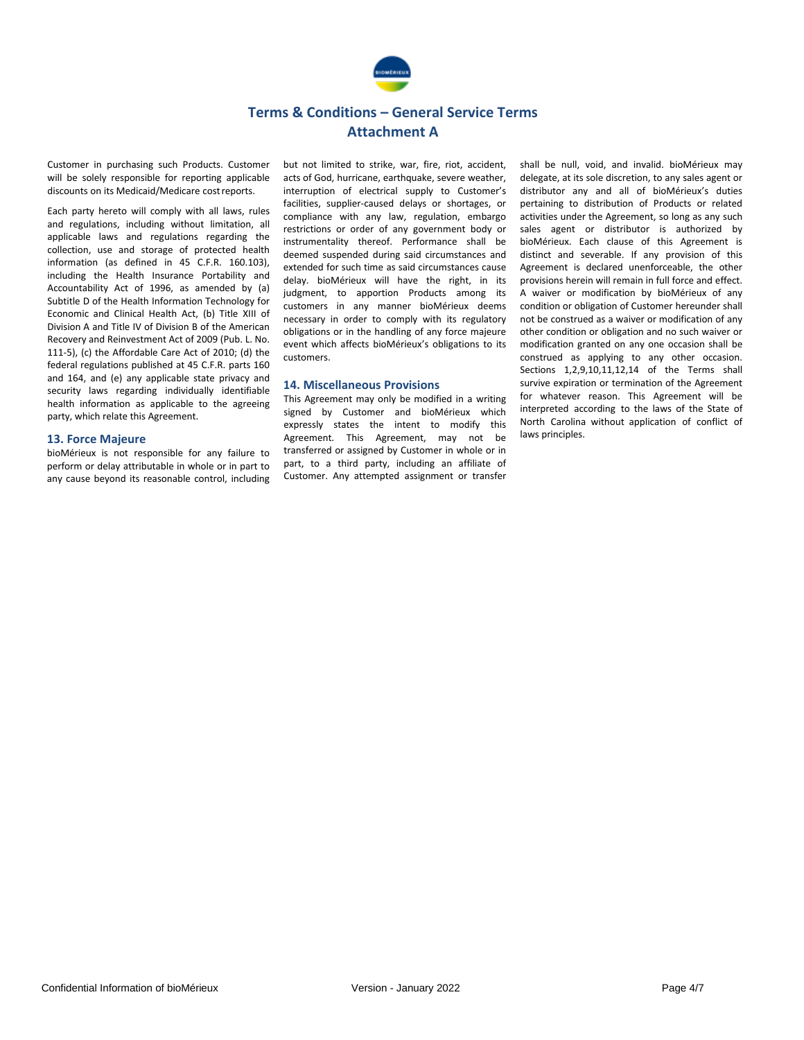# Terms & Conditions – General Service Terms
## Attachment A

Customer in purchasing such Products. Customer will be solely responsible for reporting applicable discounts on its Medicaid/Medicare cost reports.

Each party hereto will comply with all laws, rules and regulations, including without limitation, all applicable laws and regulations regarding the collection, use and storage of protected health information (as defined in 45 C.F.R. 160.103), including the Health Insurance Portability and Accountability Act of 1996, as amended by (a) Subtitle D of the Health Information Technology for Economic and Clinical Health Act, (b) Title XIII of Division A and Title IV of Division B of the American Recovery and Reinvestment Act of 2009 (Pub. L. No. 111-5), (c) the Affordable Care Act of 2010; (d) the federal regulations published at 45 C.F.R. parts 160 and 164, and (e) any applicable state privacy and security laws regarding individually identifiable health information as applicable to the agreeing party, which relate this Agreement.

### 13. Force Majeure

bioMérieux is not responsible for any failure to perform or delay attributable in whole or in part to any cause beyond its reasonable control, including but not limited to strike, war, fire, riot, accident, acts of God, hurricane, earthquake, severe weather, interruption of electrical supply to Customer's facilities, supplier-caused delays or shortages, or compliance with any law, regulation, embargo restrictions or order of any government body or instrumentality thereof. Performance shall be deemed suspended during said circumstances and extended for such time as said circumstances cause delay. bioMérieux will have the right, in its judgment, to apportion Products among its customers in any manner bioMérieux deems necessary in order to comply with its regulatory obligations or in the handling of any force majeure event which affects bioMérieux's obligations to its customers.

### 14. Miscellaneous Provisions

This Agreement may only be modified in a writing signed by Customer and bioMérieux which expressly states the intent to modify this Agreement. This Agreement, may not be transferred or assigned by Customer in whole or in part, to a third party, including an affiliate of Customer. Any attempted assignment or transfer shall be null, void, and invalid. bioMérieux may delegate, at its sole discretion, to any sales agent or distributor any and all of bioMérieux's duties pertaining to distribution of Products or related activities under the Agreement, so long as any such sales agent or distributor is authorized by bioMérieux. Each clause of this Agreement is distinct and severable. If any provision of this Agreement is declared unenforceable, the other provisions herein will remain in full force and effect. A waiver or modification by bioMérieux of any condition or obligation of Customer hereunder shall not be construed as a waiver or modification of any other condition or obligation and no such waiver or modification granted on any one occasion shall be construed as applying to any other occasion. Sections 1,2,9,10,11,12,14 of the Terms shall survive expiration or termination of the Agreement for whatever reason. This Agreement will be interpreted according to the laws of the State of North Carolina without application of conflict of laws principles.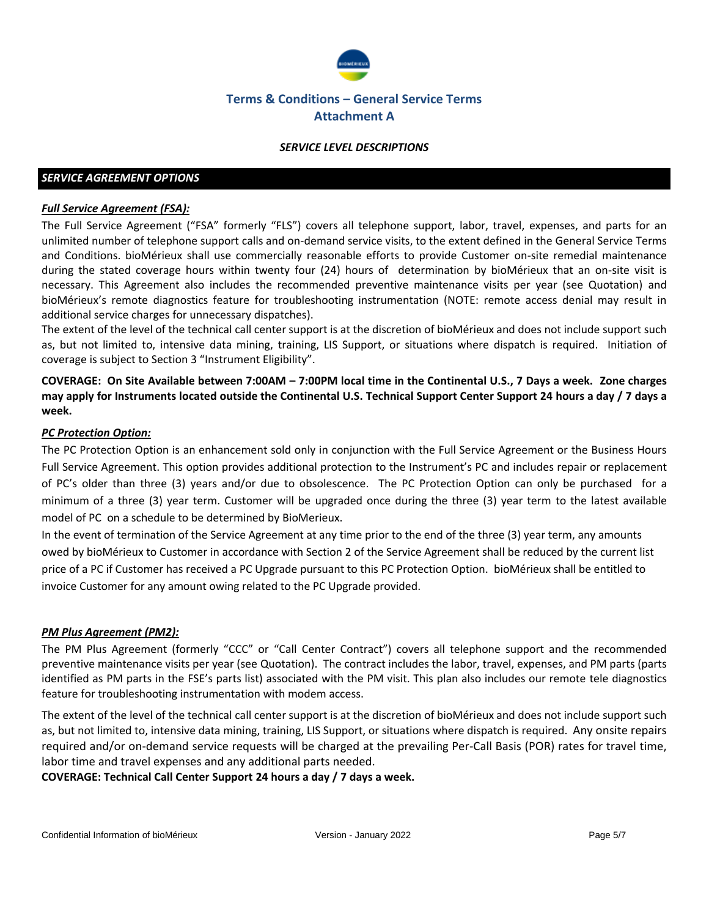# Terms & Conditions – General Service Terms
## Attachment A

*SERVICE LEVEL DESCRIPTIONS*

### *SERVICE AGREEMENT OPTIONS*

***Full Service Agreement (FSA):***

The Full Service Agreement ("FSA" formerly "FLS") covers all telephone support, labor, travel, expenses, and parts for an unlimited number of telephone support calls and on-demand service visits, to the extent defined in the General Service Terms and Conditions. bioMérieux shall use commercially reasonable efforts to provide Customer on-site remedial maintenance during the stated coverage hours within twenty four (24) hours of determination by bioMérieux that an on-site visit is necessary. This Agreement also includes the recommended preventive maintenance visits per year (see Quotation) and bioMérieux's remote diagnostics feature for troubleshooting instrumentation (NOTE: remote access denial may result in additional service charges for unnecessary dispatches).

The extent of the level of the technical call center support is at the discretion of bioMérieux and does not include support such as, but not limited to, intensive data mining, training, LIS Support, or situations where dispatch is required. Initiation of coverage is subject to Section 3 "Instrument Eligibility".

**COVERAGE: On Site Available between 7:00AM – 7:00PM local time in the Continental U.S., 7 Days a week. Zone charges may apply for Instruments located outside the Continental U.S. Technical Support Center Support 24 hours a day / 7 days a week.**

***PC Protection Option:***

The PC Protection Option is an enhancement sold only in conjunction with the Full Service Agreement or the Business Hours Full Service Agreement. This option provides additional protection to the Instrument's PC and includes repair or replacement of PC's older than three (3) years and/or due to obsolescence. The PC Protection Option can only be purchased for a minimum of a three (3) year term. Customer will be upgraded once during the three (3) year term to the latest available model of PC on a schedule to be determined by BioMerieux.

In the event of termination of the Service Agreement at any time prior to the end of the three (3) year term, any amounts owed by bioMérieux to Customer in accordance with Section 2 of the Service Agreement shall be reduced by the current list price of a PC if Customer has received a PC Upgrade pursuant to this PC Protection Option. bioMérieux shall be entitled to invoice Customer for any amount owing related to the PC Upgrade provided.

***PM Plus Agreement (PM2):***

The PM Plus Agreement (formerly "CCC" or "Call Center Contract") covers all telephone support and the recommended preventive maintenance visits per year (see Quotation). The contract includes the labor, travel, expenses, and PM parts (parts identified as PM parts in the FSE's parts list) associated with the PM visit. This plan also includes our remote tele diagnostics feature for troubleshooting instrumentation with modem access.

The extent of the level of the technical call center support is at the discretion of bioMérieux and does not include support such as, but not limited to, intensive data mining, training, LIS Support, or situations where dispatch is required. Any onsite repairs required and/or on-demand service requests will be charged at the prevailing Per-Call Basis (POR) rates for travel time, labor time and travel expenses and any additional parts needed.

**COVERAGE: Technical Call Center Support 24 hours a day / 7 days a week.**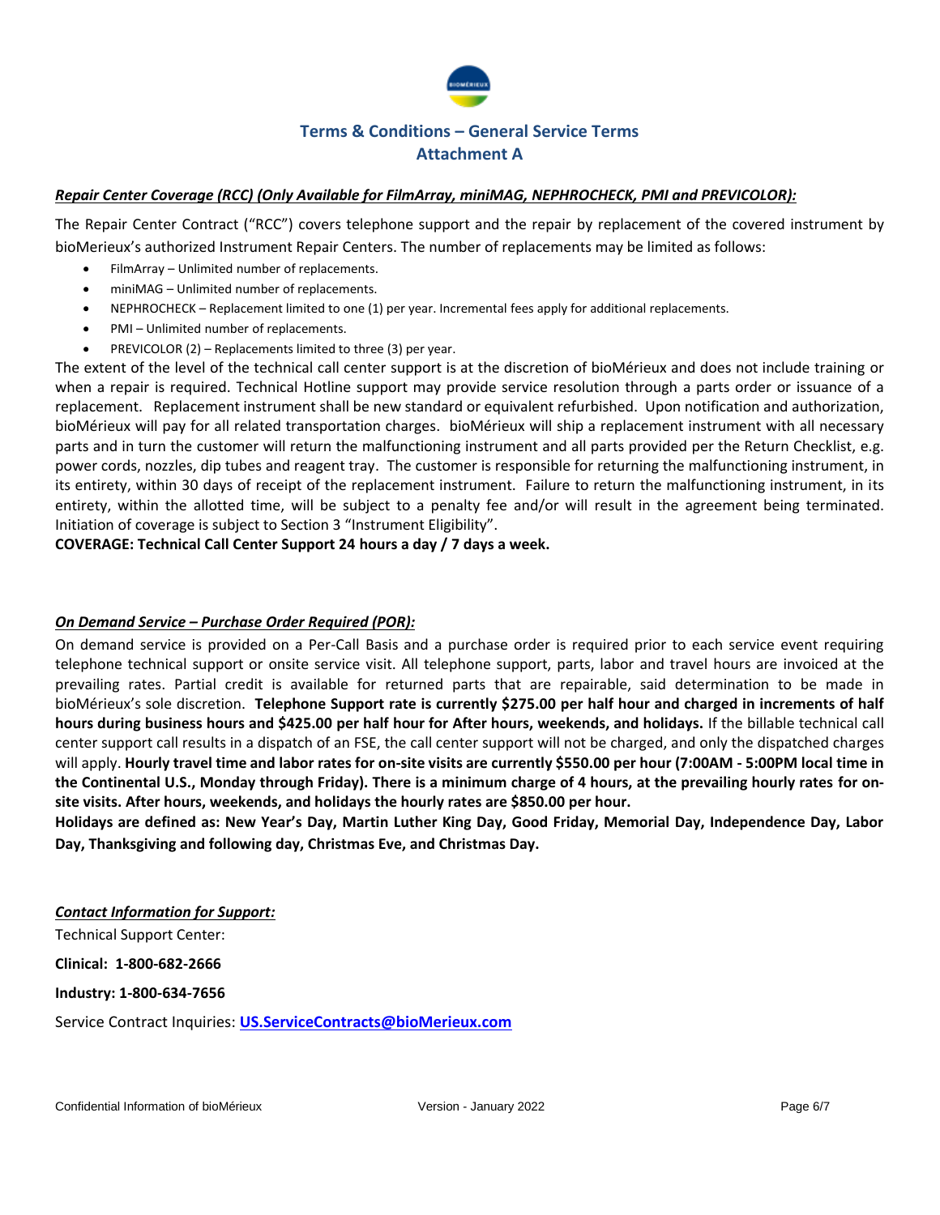## Terms & Conditions – General Service Terms
## Attachment A

***Repair Center Coverage (RCC) (Only Available for FilmArray, miniMAG, NEPHROCHECK, PMI and PREVICOLOR):***

The Repair Center Contract ("RCC") covers telephone support and the repair by replacement of the covered instrument by bioMerieux's authorized Instrument Repair Centers. The number of replacements may be limited as follows:

- FilmArray – Unlimited number of replacements.
- miniMAG – Unlimited number of replacements.
- NEPHROCHECK – Replacement limited to one (1) per year. Incremental fees apply for additional replacements.
- PMI – Unlimited number of replacements.
- PREVICOLOR (2) – Replacements limited to three (3) per year.

The extent of the level of the technical call center support is at the discretion of bioMérieux and does not include training or when a repair is required. Technical Hotline support may provide service resolution through a parts order or issuance of a replacement. Replacement instrument shall be new standard or equivalent refurbished. Upon notification and authorization, bioMérieux will pay for all related transportation charges. bioMérieux will ship a replacement instrument with all necessary parts and in turn the customer will return the malfunctioning instrument and all parts provided per the Return Checklist, e.g. power cords, nozzles, dip tubes and reagent tray. The customer is responsible for returning the malfunctioning instrument, in its entirety, within 30 days of receipt of the replacement instrument. Failure to return the malfunctioning instrument, in its entirety, within the allotted time, will be subject to a penalty fee and/or will result in the agreement being terminated. Initiation of coverage is subject to Section 3 "Instrument Eligibility".

**COVERAGE: Technical Call Center Support 24 hours a day / 7 days a week.**

***On Demand Service – Purchase Order Required (POR):***

On demand service is provided on a Per-Call Basis and a purchase order is required prior to each service event requiring telephone technical support or onsite service visit. All telephone support, parts, labor and travel hours are invoiced at the prevailing rates. Partial credit is available for returned parts that are repairable, said determination to be made in bioMérieux's sole discretion. **Telephone Support rate is currently $275.00 per half hour and charged in increments of half hours during business hours and $425.00 per half hour for After hours, weekends, and holidays.** If the billable technical call center support call results in a dispatch of an FSE, the call center support will not be charged, and only the dispatched charges will apply. **Hourly travel time and labor rates for on-site visits are currently $550.00 per hour (7:00AM - 5:00PM local time in the Continental U.S., Monday through Friday). There is a minimum charge of 4 hours, at the prevailing hourly rates for on-site visits. After hours, weekends, and holidays the hourly rates are $850.00 per hour.**

**Holidays are defined as: New Year's Day, Martin Luther King Day, Good Friday, Memorial Day, Independence Day, Labor Day, Thanksgiving and following day, Christmas Eve, and Christmas Day.**

***Contact Information for Support:***

Technical Support Center:

**Clinical: 1-800-682-2666**

**Industry: 1-800-634-7656**

Service Contract Inquiries: **US.ServiceContracts@bioMerieux.com**

Confidential Information of bioMérieux Version - January 2022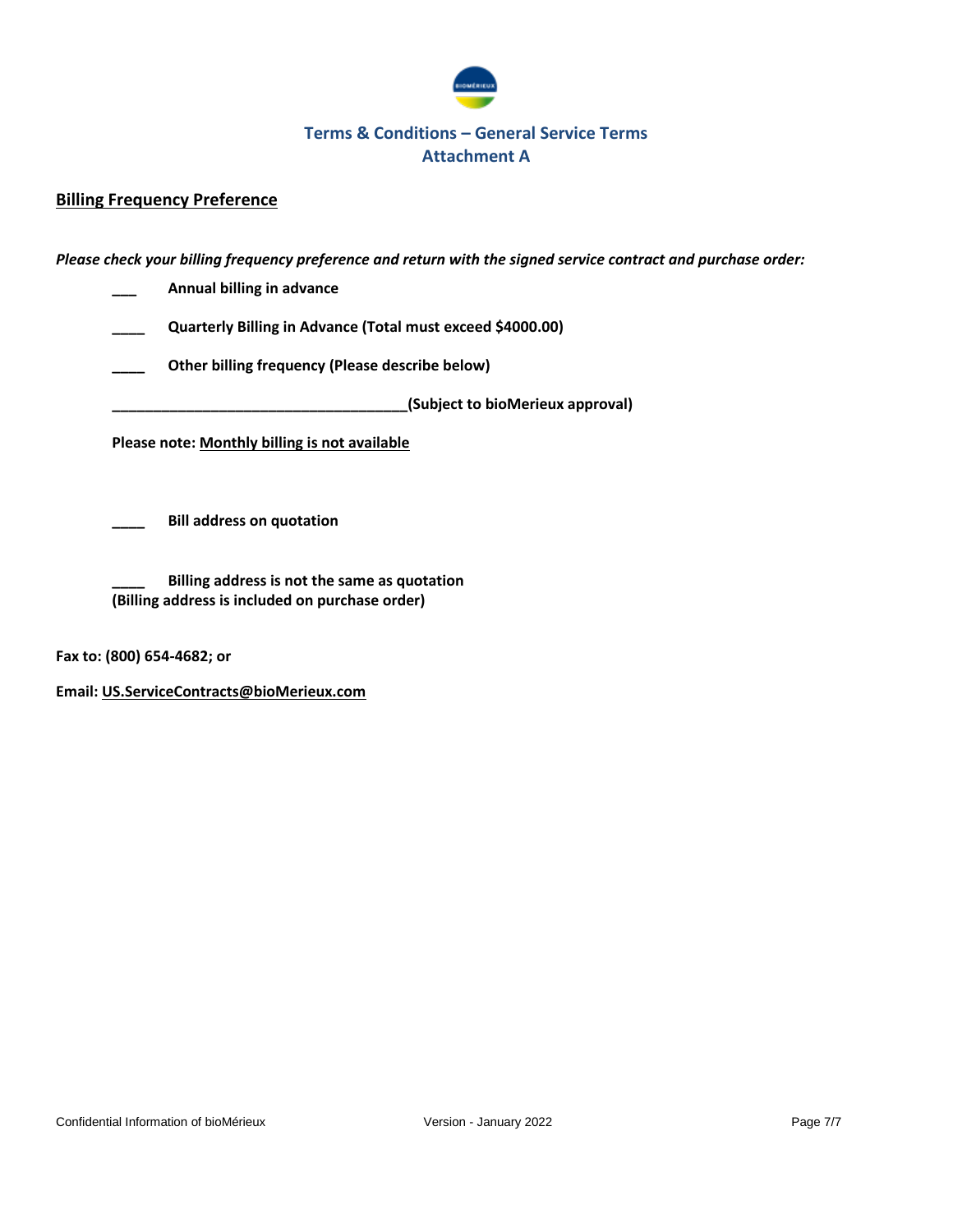## Terms & Conditions – General Service Terms
## Attachment A

**Billing Frequency Preference**

***Please check your billing frequency preference and return with the signed service contract and purchase order:***

**___ Annual billing in advance**

**____ Quarterly Billing in Advance (Total must exceed $4000.00)**

**____ Other billing frequency (Please describe below)**

**____________________________________(Subject to bioMerieux approval)**

**Please note: Monthly billing is not available**

**____ Bill address on quotation**

**____ Billing address is not the same as quotation**
**(Billing address is included on purchase order)**

**Fax to: (800) 654-4682; or**

**Email: US.ServiceContracts@bioMerieux.com**